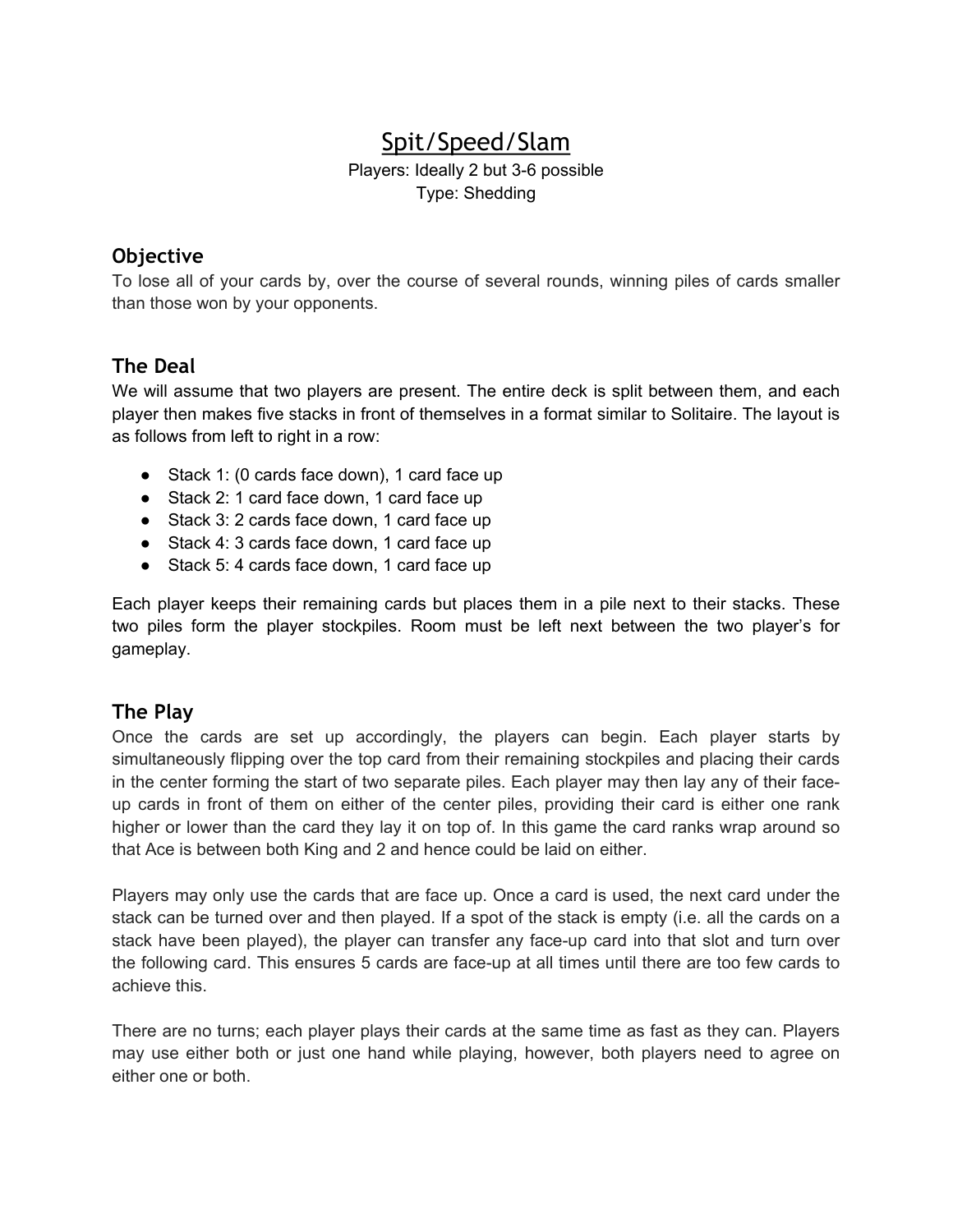# Spit/Speed/Slam

Players: Ideally 2 but 3-6 possible
Type: Shedding

## Objective

To lose all of your cards by, over the course of several rounds, winning piles of cards smaller than those won by your opponents.

## The Deal

We will assume that two players are present. The entire deck is split between them, and each player then makes five stacks in front of themselves in a format similar to Solitaire. The layout is as follows from left to right in a row:

- Stack 1: (0 cards face down), 1 card face up
- Stack 2: 1 card face down, 1 card face up
- Stack 3: 2 cards face down, 1 card face up
- Stack 4: 3 cards face down, 1 card face up
- Stack 5: 4 cards face down, 1 card face up

Each player keeps their remaining cards but places them in a pile next to their stacks. These two piles form the player stockpiles. Room must be left next between the two player's for gameplay.

## The Play

Once the cards are set up accordingly, the players can begin. Each player starts by simultaneously flipping over the top card from their remaining stockpiles and placing their cards in the center forming the start of two separate piles. Each player may then lay any of their face-up cards in front of them on either of the center piles, providing their card is either one rank higher or lower than the card they lay it on top of. In this game the card ranks wrap around so that Ace is between both King and 2 and hence could be laid on either.

Players may only use the cards that are face up. Once a card is used, the next card under the stack can be turned over and then played. If a spot of the stack is empty (i.e. all the cards on a stack have been played), the player can transfer any face-up card into that slot and turn over the following card. This ensures 5 cards are face-up at all times until there are too few cards to achieve this.

There are no turns; each player plays their cards at the same time as fast as they can. Players may use either both or just one hand while playing, however, both players need to agree on either one or both.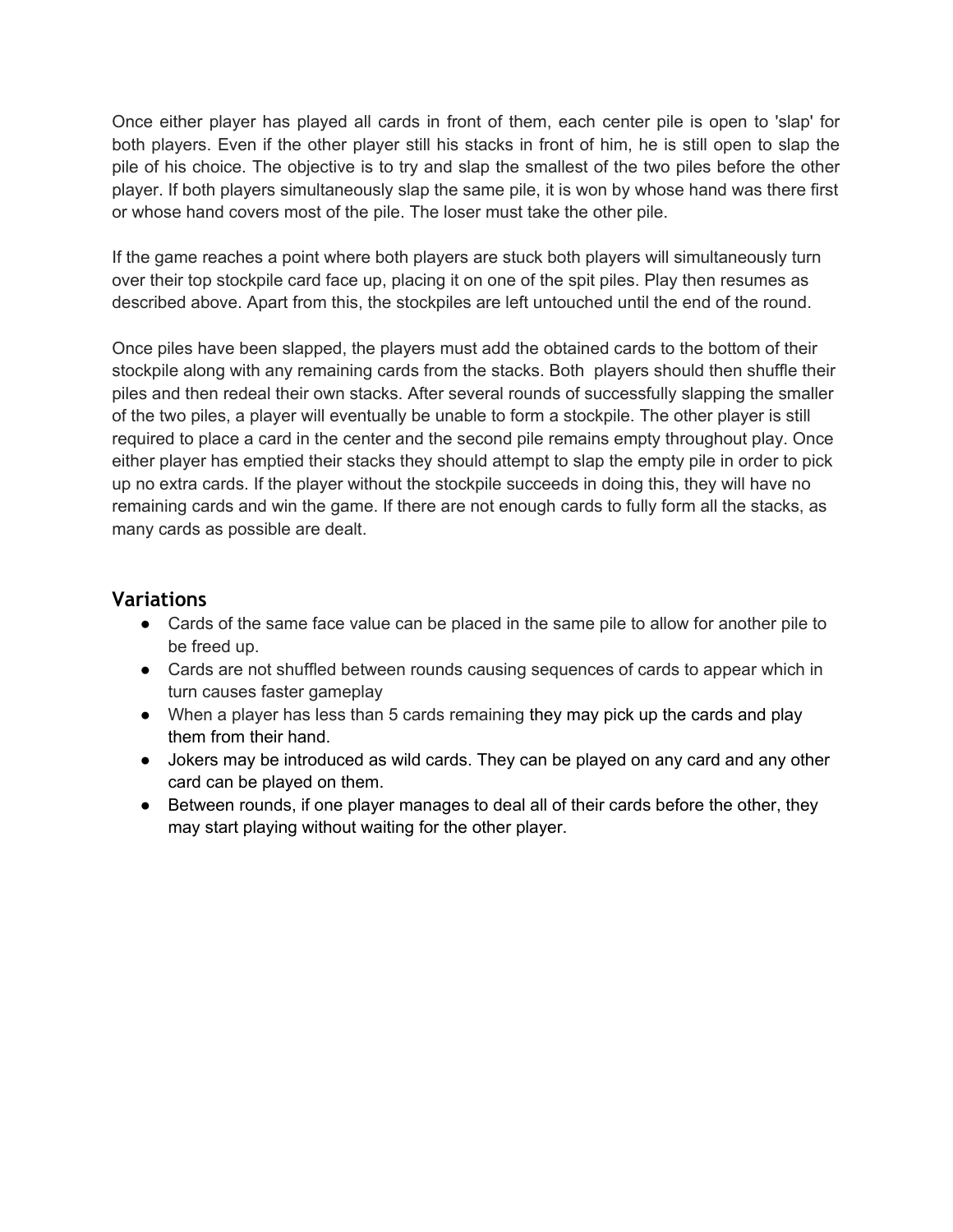Once either player has played all cards in front of them, each center pile is open to 'slap' for both players. Even if the other player still his stacks in front of him, he is still open to slap the pile of his choice. The objective is to try and slap the smallest of the two piles before the other player. If both players simultaneously slap the same pile, it is won by whose hand was there first or whose hand covers most of the pile. The loser must take the other pile.

If the game reaches a point where both players are stuck both players will simultaneously turn over their top stockpile card face up, placing it on one of the spit piles. Play then resumes as described above. Apart from this, the stockpiles are left untouched until the end of the round.

Once piles have been slapped, the players must add the obtained cards to the bottom of their stockpile along with any remaining cards from the stacks. Both players should then shuffle their piles and then redeal their own stacks. After several rounds of successfully slapping the smaller of the two piles, a player will eventually be unable to form a stockpile. The other player is still required to place a card in the center and the second pile remains empty throughout play. Once either player has emptied their stacks they should attempt to slap the empty pile in order to pick up no extra cards. If the player without the stockpile succeeds in doing this, they will have no remaining cards and win the game. If there are not enough cards to fully form all the stacks, as many cards as possible are dealt.

## Variations

- Cards of the same face value can be placed in the same pile to allow for another pile to be freed up.
- Cards are not shuffled between rounds causing sequences of cards to appear which in turn causes faster gameplay
- When a player has less than 5 cards remaining they may pick up the cards and play them from their hand.
- Jokers may be introduced as wild cards. They can be played on any card and any other card can be played on them.
- Between rounds, if one player manages to deal all of their cards before the other, they may start playing without waiting for the other player.